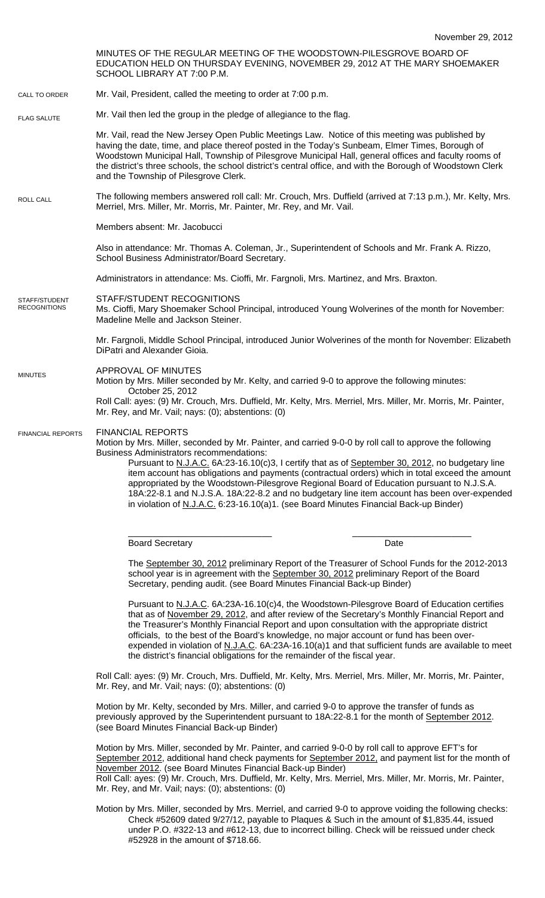November 29, 2012

MINUTES OF THE REGULAR MEETING OF THE WOODSTOWN-PILESGROVE BOARD OF EDUCATION HELD ON THURSDAY EVENING, NOVEMBER 29, 2012 AT THE MARY SHOEMAKER SCHOOL LIBRARY AT 7:00 P.M.

CALL TO ORDER

Mr. Vail, President, called the meeting to order at 7:00 p.m.

FLAG SALUTE

Mr. Vail then led the group in the pledge of allegiance to the flag.

Mr. Vail, read the New Jersey Open Public Meetings Law. Notice of this meeting was published by having the date, time, and place thereof posted in the Today's Sunbeam, Elmer Times, Borough of Woodstown Municipal Hall, Township of Pilesgrove Municipal Hall, general offices and faculty rooms of the district's three schools, the school district's central office, and with the Borough of Woodstown Clerk and the Township of Pilesgrove Clerk.

ROLL CALL

The following members answered roll call: Mr. Crouch, Mrs. Duffield (arrived at 7:13 p.m.), Mr. Kelty, Mrs. Merriel, Mrs. Miller, Mr. Morris, Mr. Painter, Mr. Rey, and Mr. Vail.

Members absent: Mr. Jacobucci

Also in attendance: Mr. Thomas A. Coleman, Jr., Superintendent of Schools and Mr. Frank A. Rizzo, School Business Administrator/Board Secretary.

Administrators in attendance: Ms. Cioffi, Mr. Fargnoli, Mrs. Martinez, and Mrs. Braxton.

STAFF/STUDENT RECOGNITIONS

STAFF/STUDENT RECOGNITIONS

Ms. Cioffi, Mary Shoemaker School Principal, introduced Young Wolverines of the month for November: Madeline Melle and Jackson Steiner.

Mr. Fargnoli, Middle School Principal, introduced Junior Wolverines of the month for November: Elizabeth DiPatri and Alexander Gioia.

MINUTES

APPROVAL OF MINUTES

Motion by Mrs. Miller seconded by Mr. Kelty, and carried 9-0 to approve the following minutes:

October 25, 2012

Roll Call: ayes: (9) Mr. Crouch, Mrs. Duffield, Mr. Kelty, Mrs. Merriel, Mrs. Miller, Mr. Morris, Mr. Painter, Mr. Rey, and Mr. Vail; nays: (0); abstentions: (0)

FINANCIAL REPORTS

FINANCIAL REPORTS

Motion by Mrs. Miller, seconded by Mr. Painter, and carried 9-0-0 by roll call to approve the following Business Administrators recommendations:

Pursuant to N.J.A.C. 6A:23-16.10(c)3, I certify that as of September 30, 2012, no budgetary line item account has obligations and payments (contractual orders) which in total exceed the amount appropriated by the Woodstown-Pilesgrove Regional Board of Education pursuant to N.J.S.A. 18A:22-8.1 and N.J.S.A. 18A:22-8.2 and no budgetary line item account has been over-expended in violation of N.J.A.C. 6:23-16.10(a)1. (see Board Minutes Financial Back-up Binder)

\_\_\_\_\_\_\_\_\_\_\_\_\_\_\_\_\_\_\_\_\_\_\_\_\_\_\_\_ \_\_\_\_\_\_\_\_\_\_\_\_\_\_\_\_\_\_\_\_\_\_\_\_\_\_\_\_

Board Secretary Date

The September 30, 2012 preliminary Report of the Treasurer of School Funds for the 2012-2013 school year is in agreement with the September 30, 2012 preliminary Report of the Board Secretary, pending audit. (see Board Minutes Financial Back-up Binder)

Pursuant to N.J.A.C. 6A:23A-16.10(c)4, the Woodstown-Pilesgrove Board of Education certifies that as of November 29, 2012, and after review of the Secretary's Monthly Financial Report and the Treasurer's Monthly Financial Report and upon consultation with the appropriate district officials, to the best of the Board's knowledge, no major account or fund has been over-expended in violation of N.J.A.C. 6A:23A-16.10(a)1 and that sufficient funds are available to meet the district's financial obligations for the remainder of the fiscal year.

Roll Call: ayes: (9) Mr. Crouch, Mrs. Duffield, Mr. Kelty, Mrs. Merriel, Mrs. Miller, Mr. Morris, Mr. Painter, Mr. Rey, and Mr. Vail; nays: (0); abstentions: (0)

Motion by Mr. Kelty, seconded by Mrs. Miller, and carried 9-0 to approve the transfer of funds as previously approved by the Superintendent pursuant to 18A:22-8.1 for the month of September 2012. (see Board Minutes Financial Back-up Binder)

Motion by Mrs. Miller, seconded by Mr. Painter, and carried 9-0-0 by roll call to approve EFT's for September 2012, additional hand check payments for September 2012, and payment list for the month of November 2012. (see Board Minutes Financial Back-up Binder)

Roll Call: ayes: (9) Mr. Crouch, Mrs. Duffield, Mr. Kelty, Mrs. Merriel, Mrs. Miller, Mr. Morris, Mr. Painter, Mr. Rey, and Mr. Vail; nays: (0); abstentions: (0)

Motion by Mrs. Miller, seconded by Mrs. Merriel, and carried 9-0 to approve voiding the following checks:

Check #52609 dated 9/27/12, payable to Plaques & Such in the amount of $1,835.44, issued under P.O. #322-13 and #612-13, due to incorrect billing. Check will be reissued under check #52928 in the amount of $718.66.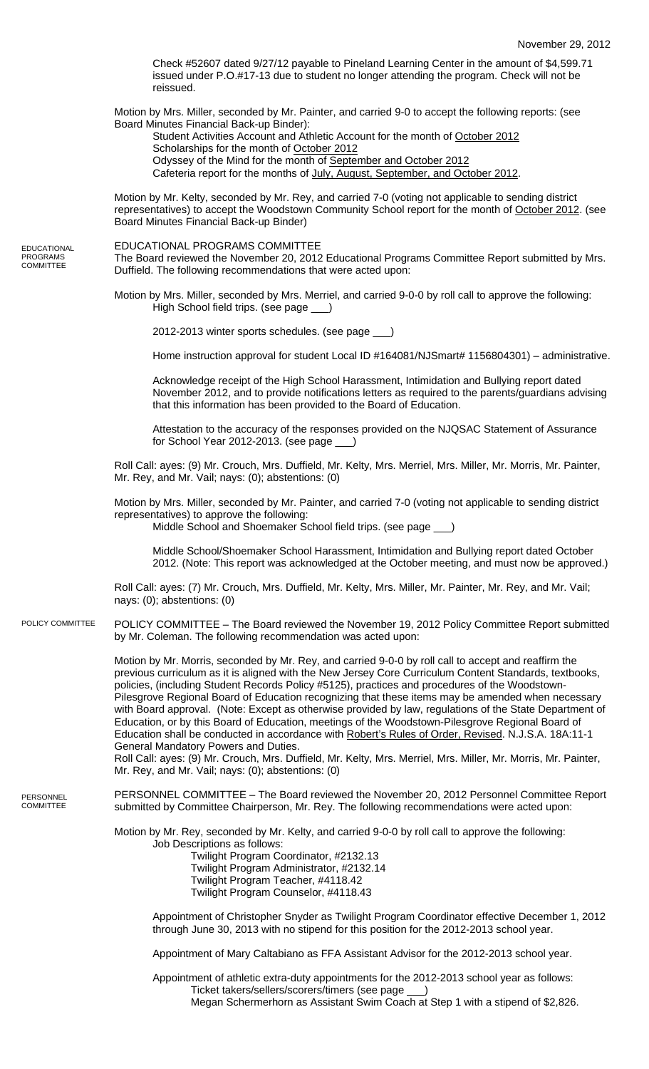Check #52607 dated 9/27/12 payable to Pineland Learning Center in the amount of $4,599.71 issued under P.O.#17-13 due to student no longer attending the program. Check will not be reissued.

Motion by Mrs. Miller, seconded by Mr. Painter, and carried 9-0 to accept the following reports: (see Board Minutes Financial Back-up Binder):

Student Activities Account and Athletic Account for the month of October 2012
Scholarships for the month of October 2012
Odyssey of the Mind for the month of September and October 2012
Cafeteria report for the months of July, August, September, and October 2012.

Motion by Mr. Kelty, seconded by Mr. Rey, and carried 7-0 (voting not applicable to sending district representatives) to accept the Woodstown Community School report for the month of October 2012. (see Board Minutes Financial Back-up Binder)

EDUCATIONAL PROGRAMS COMMITTEE

## EDUCATIONAL PROGRAMS COMMITTEE

The Board reviewed the November 20, 2012 Educational Programs Committee Report submitted by Mrs. Duffield. The following recommendations that were acted upon:

Motion by Mrs. Miller, seconded by Mrs. Merriel, and carried 9-0-0 by roll call to approve the following:

High School field trips. (see page ___)

2012-2013 winter sports schedules. (see page ___)

Home instruction approval for student Local ID #164081/NJSmart# 1156804301) – administrative.

Acknowledge receipt of the High School Harassment, Intimidation and Bullying report dated November 2012, and to provide notifications letters as required to the parents/guardians advising that this information has been provided to the Board of Education.

Attestation to the accuracy of the responses provided on the NJQSAC Statement of Assurance for School Year 2012-2013. (see page ___)

Roll Call: ayes: (9) Mr. Crouch, Mrs. Duffield, Mr. Kelty, Mrs. Merriel, Mrs. Miller, Mr. Morris, Mr. Painter, Mr. Rey, and Mr. Vail; nays: (0); abstentions: (0)

Motion by Mrs. Miller, seconded by Mr. Painter, and carried 7-0 (voting not applicable to sending district representatives) to approve the following:

Middle School and Shoemaker School field trips. (see page ___)

Middle School/Shoemaker School Harassment, Intimidation and Bullying report dated October 2012. (Note: This report was acknowledged at the October meeting, and must now be approved.)

Roll Call: ayes: (7) Mr. Crouch, Mrs. Duffield, Mr. Kelty, Mrs. Miller, Mr. Painter, Mr. Rey, and Mr. Vail; nays: (0); abstentions: (0)

POLICY COMMITTEE

POLICY COMMITTEE – The Board reviewed the November 19, 2012 Policy Committee Report submitted by Mr. Coleman. The following recommendation was acted upon:

Motion by Mr. Morris, seconded by Mr. Rey, and carried 9-0-0 by roll call to accept and reaffirm the previous curriculum as it is aligned with the New Jersey Core Curriculum Content Standards, textbooks, policies, (including Student Records Policy #5125), practices and procedures of the Woodstown-Pilesgrove Regional Board of Education recognizing that these items may be amended when necessary with Board approval. (Note: Except as otherwise provided by law, regulations of the State Department of Education, or by this Board of Education, meetings of the Woodstown-Pilesgrove Regional Board of Education shall be conducted in accordance with Robert's Rules of Order, Revised. N.J.S.A. 18A:11-1 General Mandatory Powers and Duties.

Roll Call: ayes: (9) Mr. Crouch, Mrs. Duffield, Mr. Kelty, Mrs. Merriel, Mrs. Miller, Mr. Morris, Mr. Painter, Mr. Rey, and Mr. Vail; nays: (0); abstentions: (0)

PERSONNEL COMMITTEE

PERSONNEL COMMITTEE – The Board reviewed the November 20, 2012 Personnel Committee Report submitted by Committee Chairperson, Mr. Rey. The following recommendations were acted upon:

Motion by Mr. Rey, seconded by Mr. Kelty, and carried 9-0-0 by roll call to approve the following:

Job Descriptions as follows:

Twilight Program Coordinator, #2132.13
Twilight Program Administrator, #2132.14
Twilight Program Teacher, #4118.42
Twilight Program Counselor, #4118.43

Appointment of Christopher Snyder as Twilight Program Coordinator effective December 1, 2012 through June 30, 2013 with no stipend for this position for the 2012-2013 school year.

Appointment of Mary Caltabiano as FFA Assistant Advisor for the 2012-2013 school year.

Appointment of athletic extra-duty appointments for the 2012-2013 school year as follows:

Ticket takers/sellers/scorers/timers (see page ___)
Megan Schermerhorn as Assistant Swim Coach at Step 1 with a stipend of $2,826.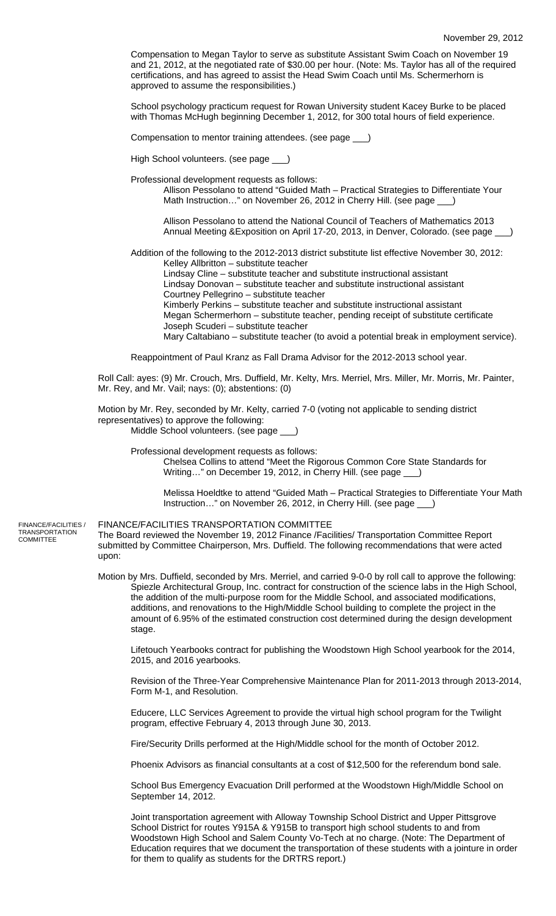Compensation to Megan Taylor to serve as substitute Assistant Swim Coach on November 19 and 21, 2012, at the negotiated rate of $30.00 per hour. (Note: Ms. Taylor has all of the required certifications, and has agreed to assist the Head Swim Coach until Ms. Schermerhorn is approved to assume the responsibilities.)

School psychology practicum request for Rowan University student Kacey Burke to be placed with Thomas McHugh beginning December 1, 2012, for 300 total hours of field experience.

Compensation to mentor training attendees. (see page ___)

High School volunteers. (see page ___)

Professional development requests as follows:

Allison Pessolano to attend "Guided Math – Practical Strategies to Differentiate Your Math Instruction…" on November 26, 2012 in Cherry Hill. (see page ___)

Allison Pessolano to attend the National Council of Teachers of Mathematics 2013 Annual Meeting &Exposition on April 17-20, 2013, in Denver, Colorado. (see page ___)

Addition of the following to the 2012-2013 district substitute list effective November 30, 2012:

- Kelley Allbritton – substitute teacher
- Lindsay Cline – substitute teacher and substitute instructional assistant
- Lindsay Donovan – substitute teacher and substitute instructional assistant
- Courtney Pellegrino – substitute teacher
- Kimberly Perkins – substitute teacher and substitute instructional assistant
- Megan Schermerhorn – substitute teacher, pending receipt of substitute certificate
- Joseph Scuderi – substitute teacher
- Mary Caltabiano – substitute teacher (to avoid a potential break in employment service).

Reappointment of Paul Kranz as Fall Drama Advisor for the 2012-2013 school year.

Roll Call: ayes: (9) Mr. Crouch, Mrs. Duffield, Mr. Kelty, Mrs. Merriel, Mrs. Miller, Mr. Morris, Mr. Painter, Mr. Rey, and Mr. Vail; nays: (0); abstentions: (0)

Motion by Mr. Rey, seconded by Mr. Kelty, carried 7-0 (voting not applicable to sending district representatives) to approve the following:

Middle School volunteers. (see page ___)

Professional development requests as follows:

Chelsea Collins to attend "Meet the Rigorous Common Core State Standards for Writing…" on December 19, 2012, in Cherry Hill. (see page ___)

Melissa Hoeldtke to attend "Guided Math – Practical Strategies to Differentiate Your Math Instruction…" on November 26, 2012, in Cherry Hill. (see page ___)

## FINANCE/FACILITIES TRANSPORTATION COMMITTEE

FINANCE/FACILITIES / TRANSPORTATION COMMITTEE

The Board reviewed the November 19, 2012 Finance /Facilities/ Transportation Committee Report submitted by Committee Chairperson, Mrs. Duffield. The following recommendations that were acted upon:

Motion by Mrs. Duffield, seconded by Mrs. Merriel, and carried 9-0-0 by roll call to approve the following:

Spiezle Architectural Group, Inc. contract for construction of the science labs in the High School, the addition of the multi-purpose room for the Middle School, and associated modifications, additions, and renovations to the High/Middle School building to complete the project in the amount of 6.95% of the estimated construction cost determined during the design development stage.

Lifetouch Yearbooks contract for publishing the Woodstown High School yearbook for the 2014, 2015, and 2016 yearbooks.

Revision of the Three-Year Comprehensive Maintenance Plan for 2011-2013 through 2013-2014, Form M-1, and Resolution.

Educere, LLC Services Agreement to provide the virtual high school program for the Twilight program, effective February 4, 2013 through June 30, 2013.

Fire/Security Drills performed at the High/Middle school for the month of October 2012.

Phoenix Advisors as financial consultants at a cost of $12,500 for the referendum bond sale.

School Bus Emergency Evacuation Drill performed at the Woodstown High/Middle School on September 14, 2012.

Joint transportation agreement with Alloway Township School District and Upper Pittsgrove School District for routes Y915A & Y915B to transport high school students to and from Woodstown High School and Salem County Vo-Tech at no charge. (Note: The Department of Education requires that we document the transportation of these students with a jointure in order for them to qualify as students for the DRTRS report.)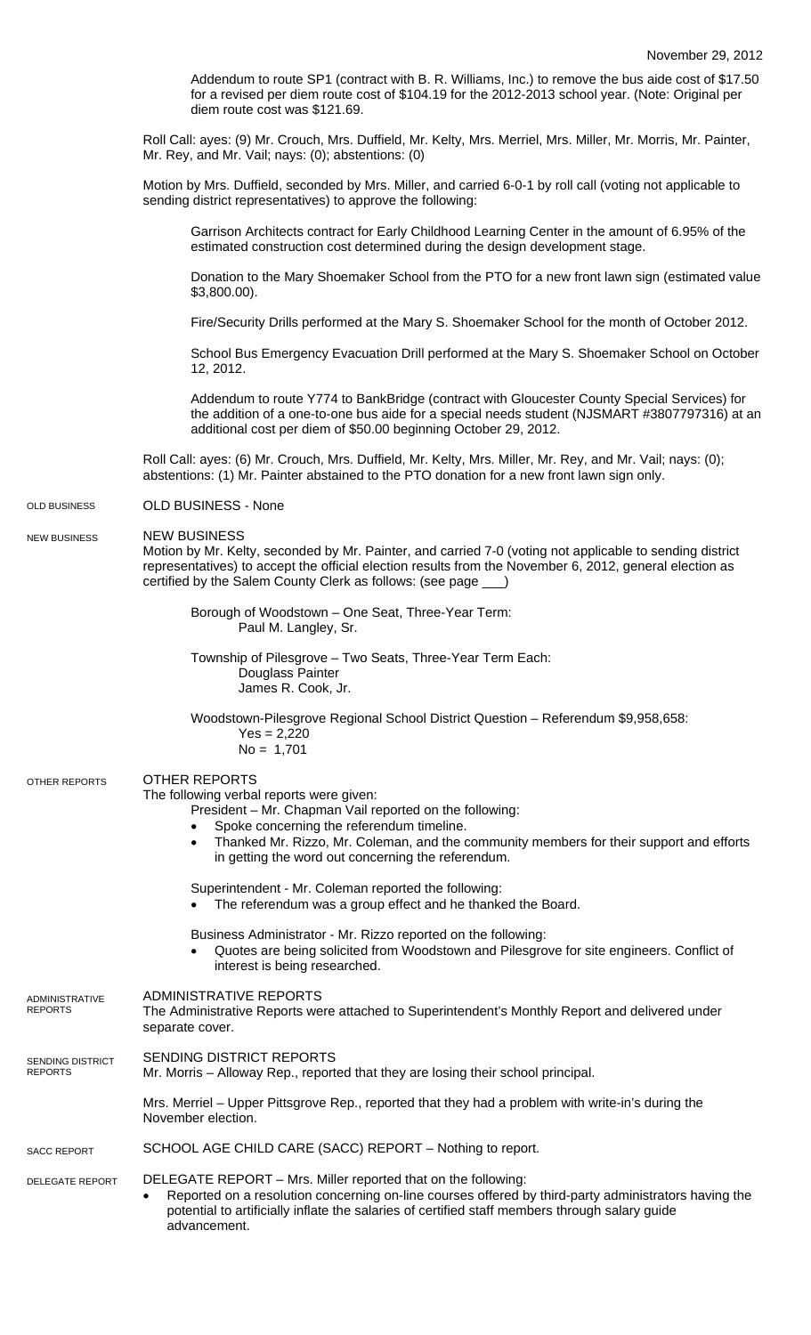Addendum to route SP1 (contract with B. R. Williams, Inc.) to remove the bus aide cost of $17.50 for a revised per diem route cost of $104.19 for the 2012-2013 school year. (Note: Original per diem route cost was $121.69.

Roll Call: ayes: (9) Mr. Crouch, Mrs. Duffield, Mr. Kelty, Mrs. Merriel, Mrs. Miller, Mr. Morris, Mr. Painter, Mr. Rey, and Mr. Vail; nays: (0); abstentions: (0)

Motion by Mrs. Duffield, seconded by Mrs. Miller, and carried 6-0-1 by roll call (voting not applicable to sending district representatives) to approve the following:

Garrison Architects contract for Early Childhood Learning Center in the amount of 6.95% of the estimated construction cost determined during the design development stage.

Donation to the Mary Shoemaker School from the PTO for a new front lawn sign (estimated value $3,800.00).

Fire/Security Drills performed at the Mary S. Shoemaker School for the month of October 2012.

School Bus Emergency Evacuation Drill performed at the Mary S. Shoemaker School on October 12, 2012.

Addendum to route Y774 to BankBridge (contract with Gloucester County Special Services) for the addition of a one-to-one bus aide for a special needs student (NJSMART #3807797316) at an additional cost per diem of $50.00 beginning October 29, 2012.

Roll Call: ayes: (6) Mr. Crouch, Mrs. Duffield, Mr. Kelty, Mrs. Miller, Mr. Rey, and Mr. Vail; nays: (0); abstentions: (1) Mr. Painter abstained to the PTO donation for a new front lawn sign only.

## OLD BUSINESS

OLD BUSINESS - None

## NEW BUSINESS

NEW BUSINESS
Motion by Mr. Kelty, seconded by Mr. Painter, and carried 7-0 (voting not applicable to sending district representatives) to accept the official election results from the November 6, 2012, general election as certified by the Salem County Clerk as follows: (see page ___)

Borough of Woodstown – One Seat, Three-Year Term:
Paul M. Langley, Sr.

Township of Pilesgrove – Two Seats, Three-Year Term Each:
Douglass Painter
James R. Cook, Jr.

Woodstown-Pilesgrove Regional School District Question – Referendum $9,958,658:
Yes = 2,220
No = 1,701

## OTHER REPORTS

OTHER REPORTS
The following verbal reports were given:

President – Mr. Chapman Vail reported on the following:

- Spoke concerning the referendum timeline.
- Thanked Mr. Rizzo, Mr. Coleman, and the community members for their support and efforts in getting the word out concerning the referendum.

Superintendent - Mr. Coleman reported the following:

- The referendum was a group effect and he thanked the Board.

Business Administrator - Mr. Rizzo reported on the following:

- Quotes are being solicited from Woodstown and Pilesgrove for site engineers. Conflict of interest is being researched.

## ADMINISTRATIVE REPORTS

ADMINISTRATIVE REPORTS
The Administrative Reports were attached to Superintendent's Monthly Report and delivered under separate cover.

## SENDING DISTRICT REPORTS

SENDING DISTRICT REPORTS
Mr. Morris – Alloway Rep., reported that they are losing their school principal.

Mrs. Merriel – Upper Pittsgrove Rep., reported that they had a problem with write-in's during the November election.

## SACC REPORT

SCHOOL AGE CHILD CARE (SACC) REPORT – Nothing to report.

## DELEGATE REPORT

DELEGATE REPORT – Mrs. Miller reported that on the following:

- Reported on a resolution concerning on-line courses offered by third-party administrators having the potential to artificially inflate the salaries of certified staff members through salary guide advancement.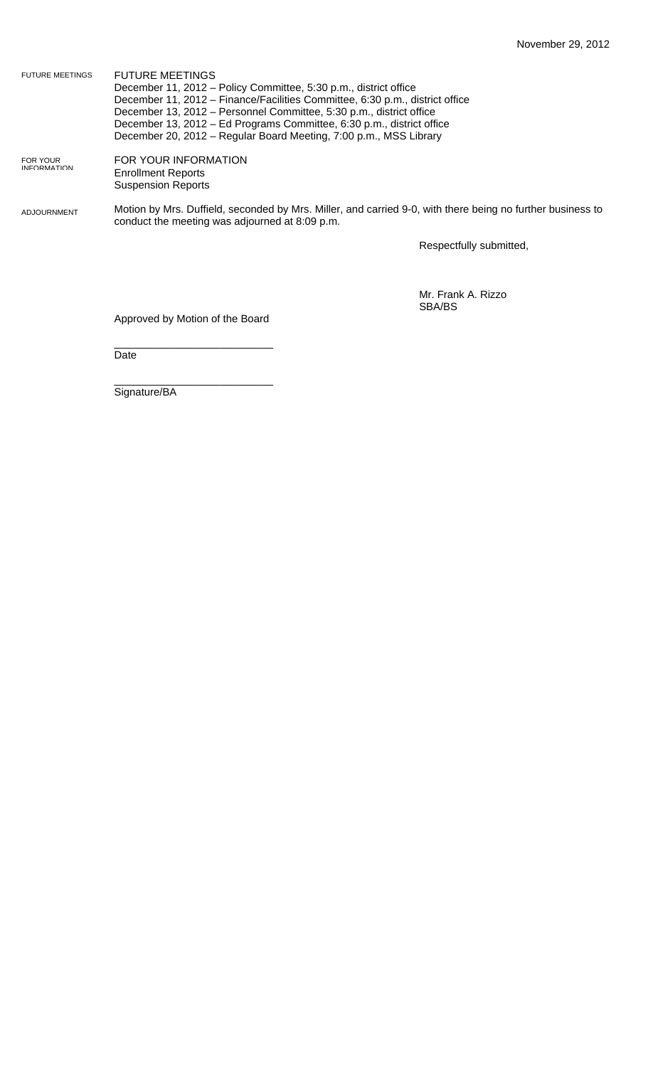FUTURE MEETINGS

## FUTURE MEETINGS

December 11, 2012 – Policy Committee, 5:30 p.m., district office
December 11, 2012 – Finance/Facilities Committee, 6:30 p.m., district office
December 13, 2012 – Personnel Committee, 5:30 p.m., district office
December 13, 2012 – Ed Programs Committee, 6:30 p.m., district office
December 20, 2012 – Regular Board Meeting, 7:00 p.m., MSS Library

FOR YOUR INFORMATION

## FOR YOUR INFORMATION

Enrollment Reports
Suspension Reports

ADJOURNMENT

Motion by Mrs. Duffield, seconded by Mrs. Miller, and carried 9-0, with there being no further business to conduct the meeting was adjourned at 8:09 p.m.

Respectfully submitted,

Mr. Frank A. Rizzo
SBA/BS

Approved by Motion of the Board

_________________________
Date

_________________________
Signature/BA